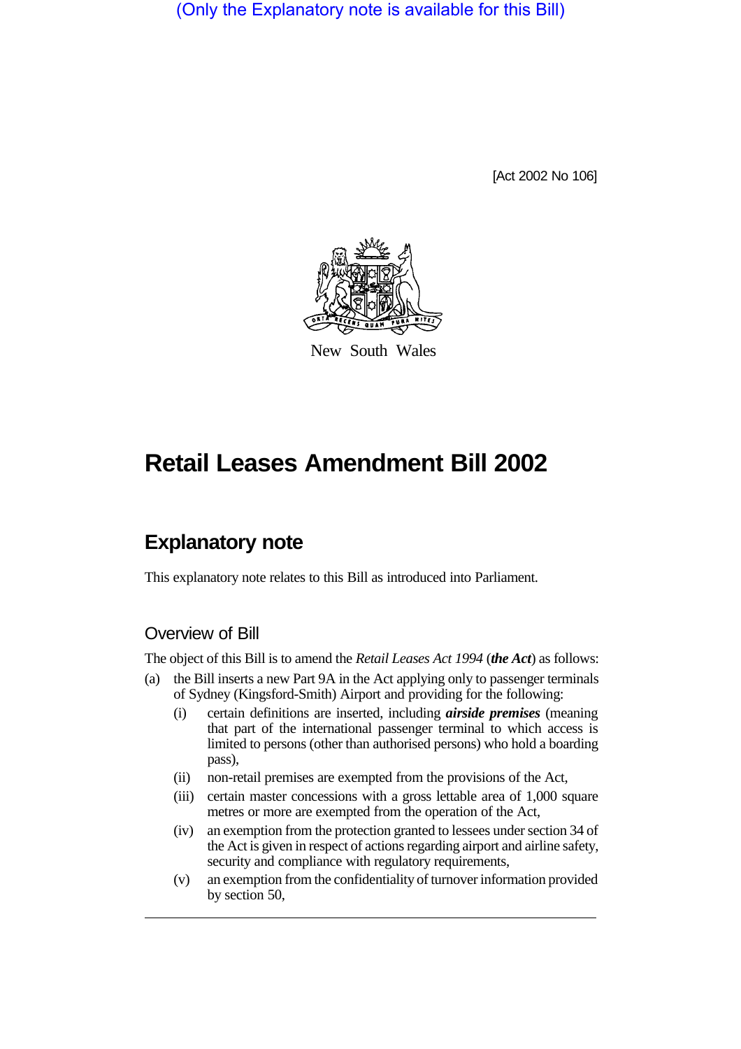(Only the Explanatory note is available for this Bill)

[Act 2002 No 106]

New South Wales

# Retail Leases Amendment Bill 2002

## Explanatory note

This explanatory note relates to this Bill as introduced into Parliament.

### Overview of Bill

The object of this Bill is to amend the *Retail Leases Act 1994* (***the Act***) as follows:

(a) the Bill inserts a new Part 9A in the Act applying only to passenger terminals of Sydney (Kingsford-Smith) Airport and providing for the following:

   (i) certain definitions are inserted, including ***airside premises*** (meaning that part of the international passenger terminal to which access is limited to persons (other than authorised persons) who hold a boarding pass),

   (ii) non-retail premises are exempted from the provisions of the Act,

   (iii) certain master concessions with a gross lettable area of 1,000 square metres or more are exempted from the operation of the Act,

   (iv) an exemption from the protection granted to lessees under section 34 of the Act is given in respect of actions regarding airport and airline safety, security and compliance with regulatory requirements,

   (v) an exemption from the confidentiality of turnover information provided by section 50,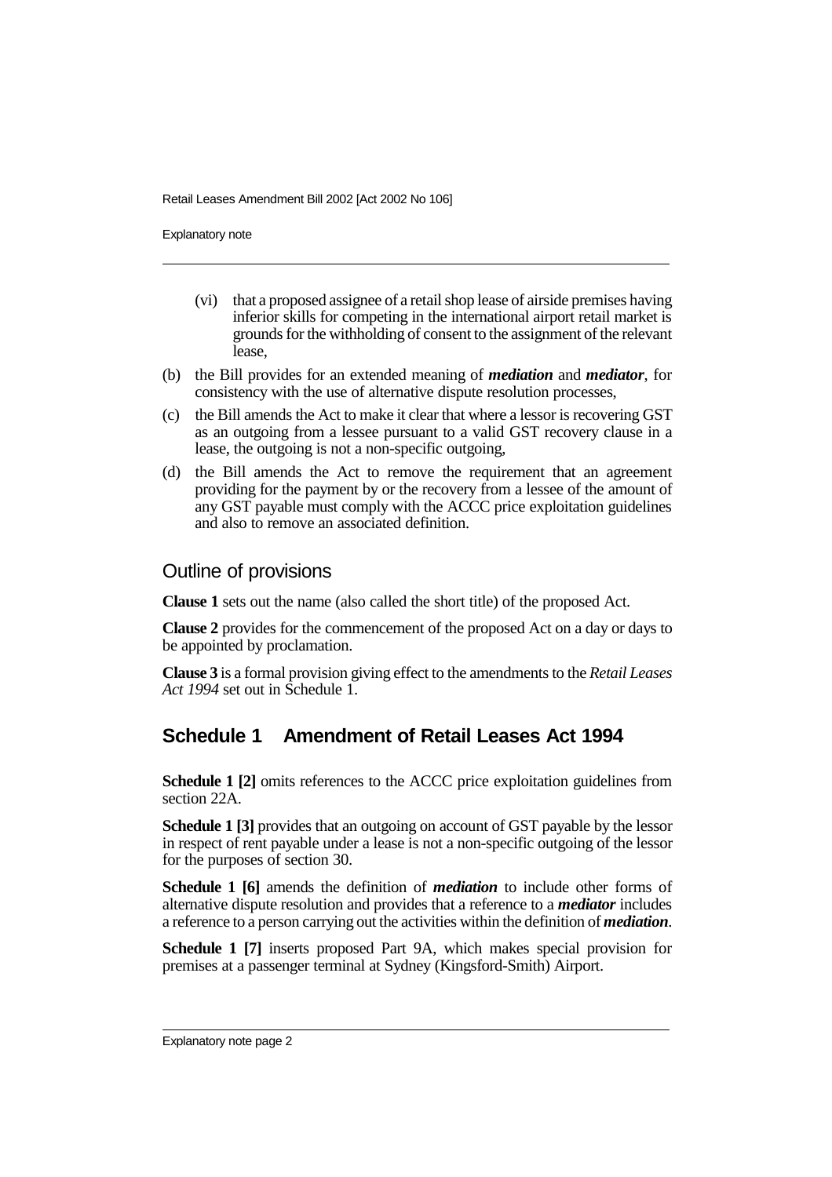(vi) that a proposed assignee of a retail shop lease of airside premises having inferior skills for competing in the international airport retail market is grounds for the withholding of consent to the assignment of the relevant lease,

(b) the Bill provides for an extended meaning of ***mediation*** and ***mediator***, for consistency with the use of alternative dispute resolution processes,

(c) the Bill amends the Act to make it clear that where a lessor is recovering GST as an outgoing from a lessee pursuant to a valid GST recovery clause in a lease, the outgoing is not a non-specific outgoing,

(d) the Bill amends the Act to remove the requirement that an agreement providing for the payment by or the recovery from a lessee of the amount of any GST payable must comply with the ACCC price exploitation guidelines and also to remove an associated definition.

## Outline of provisions

**Clause 1** sets out the name (also called the short title) of the proposed Act.

**Clause 2** provides for the commencement of the proposed Act on a day or days to be appointed by proclamation.

**Clause 3** is a formal provision giving effect to the amendments to the *Retail Leases Act 1994* set out in Schedule 1.

## Schedule 1 Amendment of Retail Leases Act 1994

**Schedule 1 [2]** omits references to the ACCC price exploitation guidelines from section 22A.

**Schedule 1 [3]** provides that an outgoing on account of GST payable by the lessor in respect of rent payable under a lease is not a non-specific outgoing of the lessor for the purposes of section 30.

**Schedule 1 [6]** amends the definition of ***mediation*** to include other forms of alternative dispute resolution and provides that a reference to a ***mediator*** includes a reference to a person carrying out the activities within the definition of ***mediation***.

**Schedule 1 [7]** inserts proposed Part 9A, which makes special provision for premises at a passenger terminal at Sydney (Kingsford-Smith) Airport.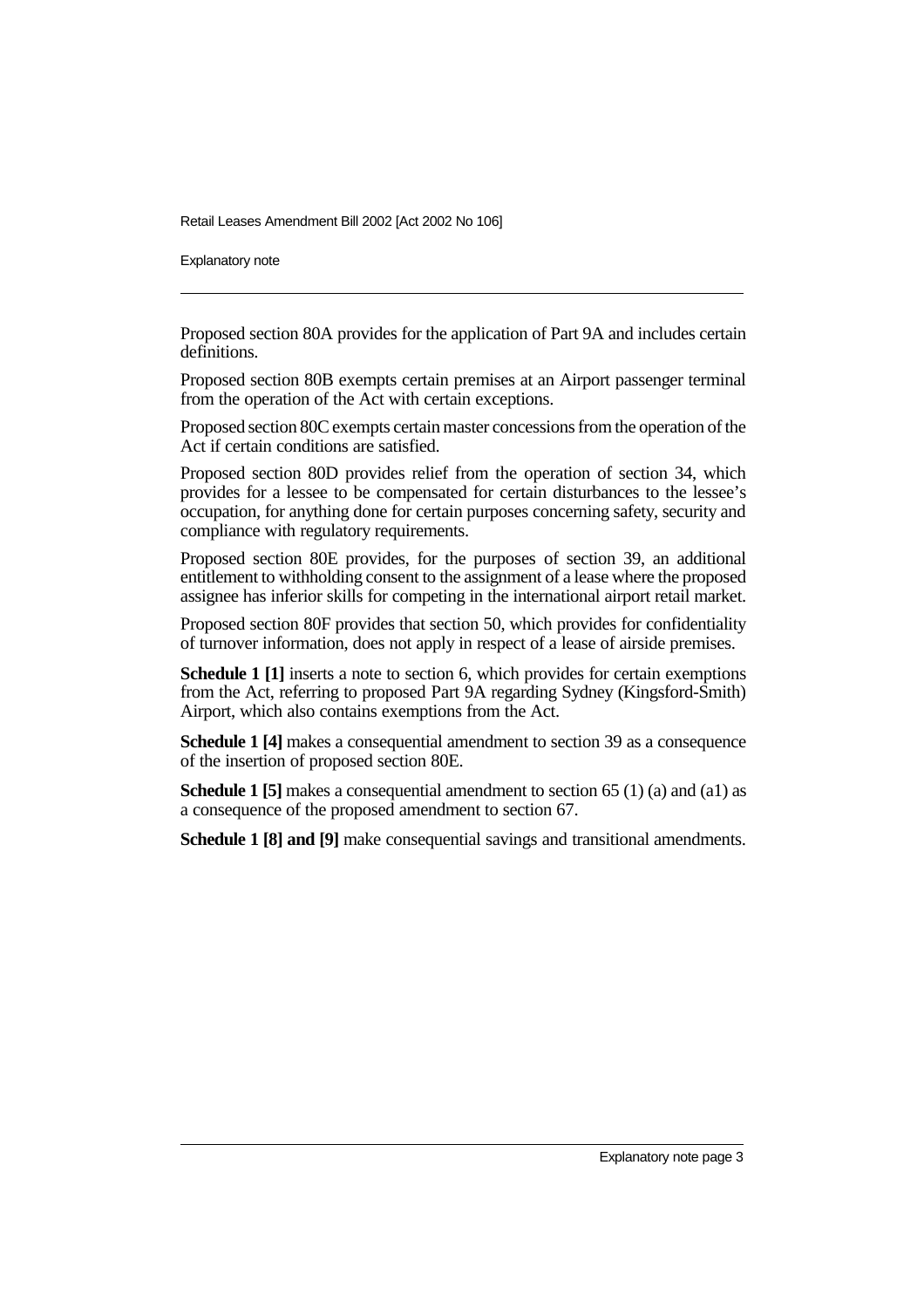Proposed section 80A provides for the application of Part 9A and includes certain definitions.

Proposed section 80B exempts certain premises at an Airport passenger terminal from the operation of the Act with certain exceptions.

Proposed section 80C exempts certain master concessions from the operation of the Act if certain conditions are satisfied.

Proposed section 80D provides relief from the operation of section 34, which provides for a lessee to be compensated for certain disturbances to the lessee's occupation, for anything done for certain purposes concerning safety, security and compliance with regulatory requirements.

Proposed section 80E provides, for the purposes of section 39, an additional entitlement to withholding consent to the assignment of a lease where the proposed assignee has inferior skills for competing in the international airport retail market.

Proposed section 80F provides that section 50, which provides for confidentiality of turnover information, does not apply in respect of a lease of airside premises.

**Schedule 1 [1]** inserts a note to section 6, which provides for certain exemptions from the Act, referring to proposed Part 9A regarding Sydney (Kingsford-Smith) Airport, which also contains exemptions from the Act.

**Schedule 1 [4]** makes a consequential amendment to section 39 as a consequence of the insertion of proposed section 80E.

**Schedule 1 [5]** makes a consequential amendment to section 65 (1) (a) and (a1) as a consequence of the proposed amendment to section 67.

**Schedule 1 [8] and [9]** make consequential savings and transitional amendments.